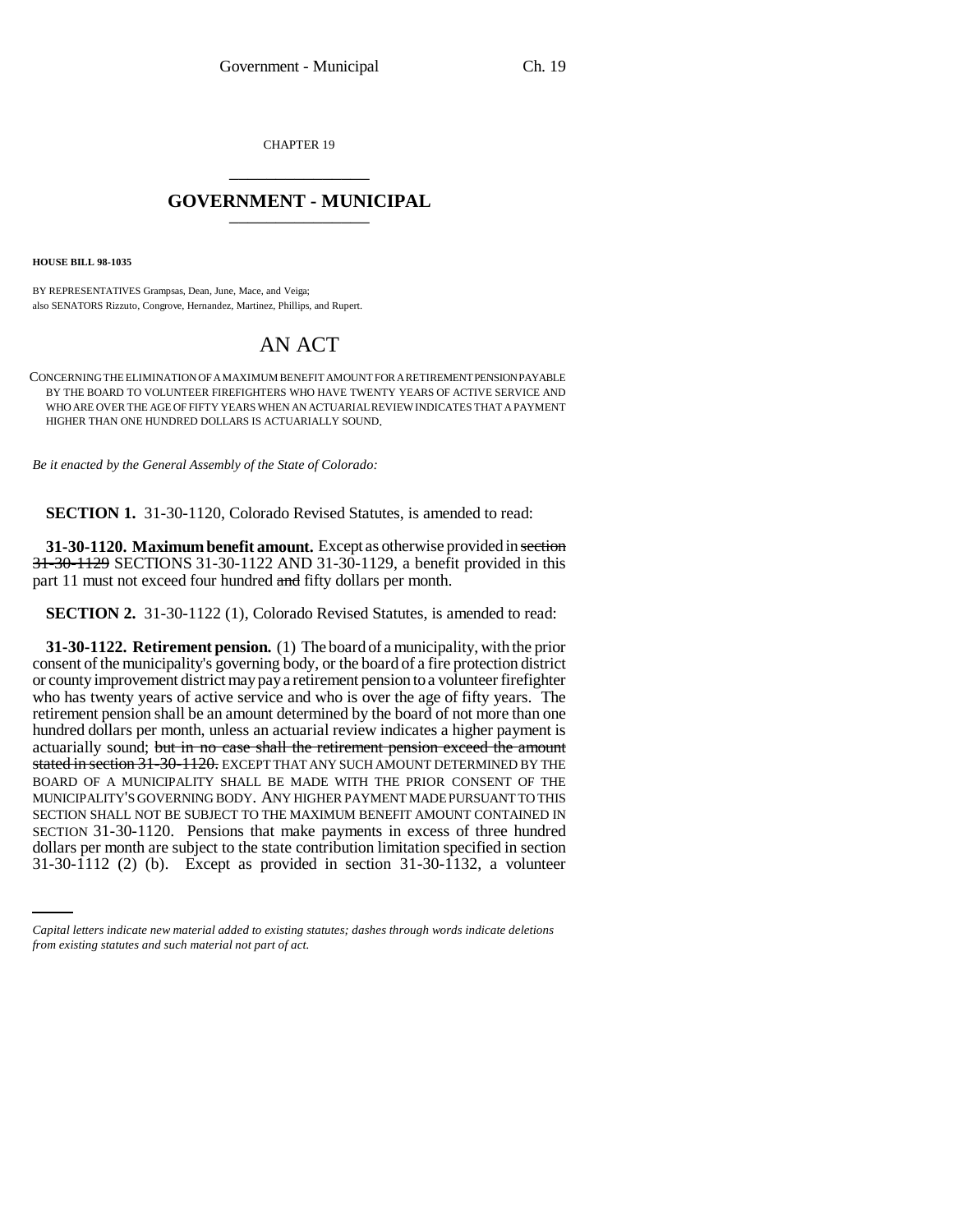CHAPTER 19

## GOVERNMENT - MUNICIPAL

**HOUSE BILL 98-1035**

BY REPRESENTATIVES Grampsas, Dean, June, Mace, and Veiga;
also SENATORS Rizzuto, Congrove, Hernandez, Martinez, Phillips, and Rupert.

# AN ACT

CONCERNING THE ELIMINATION OF A MAXIMUM BENEFIT AMOUNT FOR A RETIREMENT PENSION PAYABLE BY THE BOARD TO VOLUNTEER FIREFIGHTERS WHO HAVE TWENTY YEARS OF ACTIVE SERVICE AND WHO ARE OVER THE AGE OF FIFTY YEARS WHEN AN ACTUARIAL REVIEW INDICATES THAT A PAYMENT HIGHER THAN ONE HUNDRED DOLLARS IS ACTUARIALLY SOUND.

*Be it enacted by the General Assembly of the State of Colorado:*

**SECTION 1.** 31-30-1120, Colorado Revised Statutes, is amended to read:

**31-30-1120. Maximum benefit amount.** Except as otherwise provided in ~~section 31-30-1129~~ SECTIONS 31-30-1122 AND 31-30-1129, a benefit provided in this part 11 must not exceed four hundred ~~and~~ fifty dollars per month.

**SECTION 2.** 31-30-1122 (1), Colorado Revised Statutes, is amended to read:

**31-30-1122. Retirement pension.** (1) The board of a municipality, with the prior consent of the municipality's governing body, or the board of a fire protection district or county improvement district may pay a retirement pension to a volunteer firefighter who has twenty years of active service and who is over the age of fifty years. The retirement pension shall be an amount determined by the board of not more than one hundred dollars per month, unless an actuarial review indicates a higher payment is actuarially sound; ~~but in no case shall the retirement pension exceed the amount stated in section 31-30-1120.~~ EXCEPT THAT ANY SUCH AMOUNT DETERMINED BY THE BOARD OF A MUNICIPALITY SHALL BE MADE WITH THE PRIOR CONSENT OF THE MUNICIPALITY'S GOVERNING BODY. ANY HIGHER PAYMENT MADE PURSUANT TO THIS SECTION SHALL NOT BE SUBJECT TO THE MAXIMUM BENEFIT AMOUNT CONTAINED IN SECTION 31-30-1120. Pensions that make payments in excess of three hundred dollars per month are subject to the state contribution limitation specified in section 31-30-1112 (2) (b). Except as provided in section 31-30-1132, a volunteer

*Capital letters indicate new material added to existing statutes; dashes through words indicate deletions from existing statutes and such material not part of act.*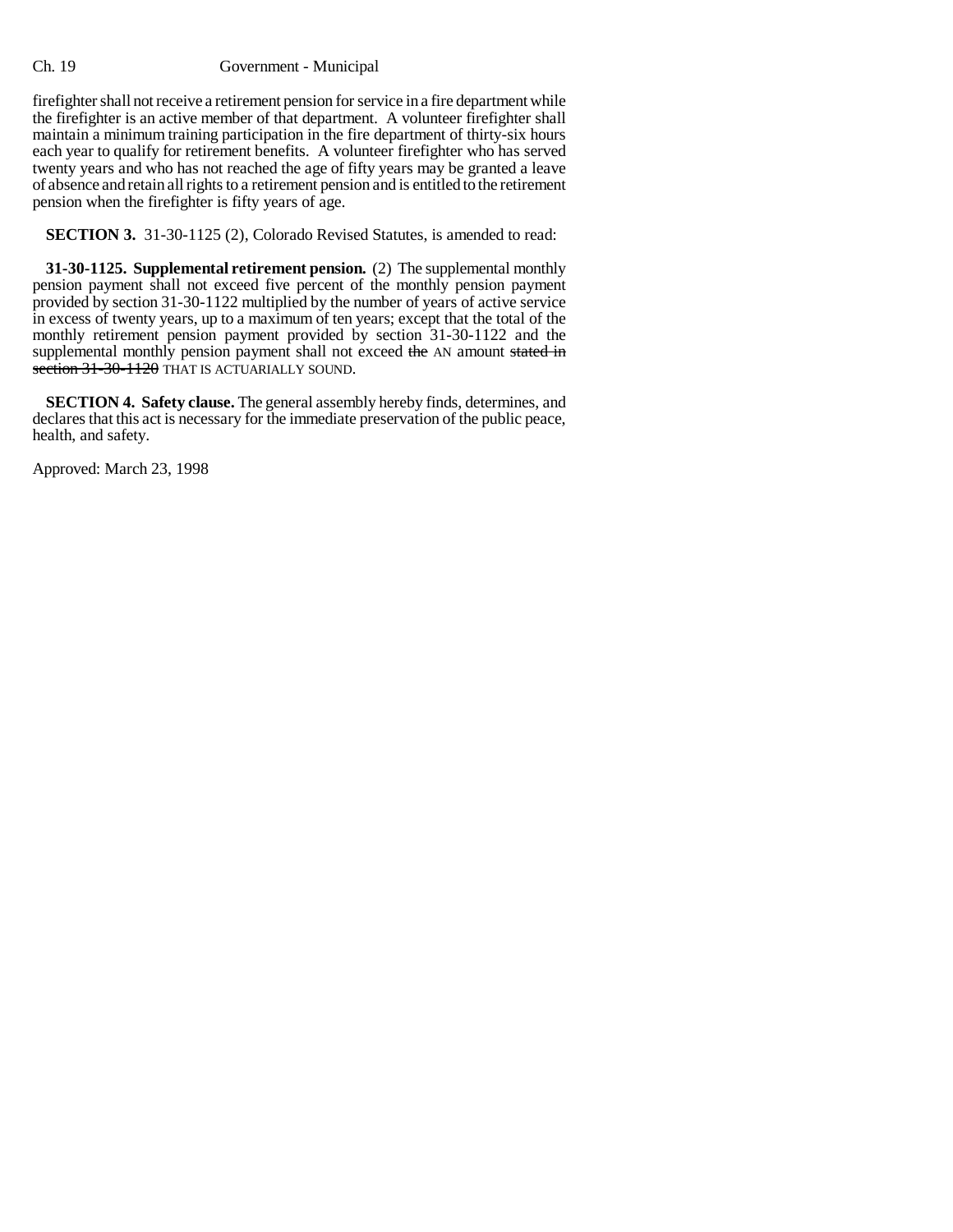firefighter shall not receive a retirement pension for service in a fire department while the firefighter is an active member of that department. A volunteer firefighter shall maintain a minimum training participation in the fire department of thirty-six hours each year to qualify for retirement benefits. A volunteer firefighter who has served twenty years and who has not reached the age of fifty years may be granted a leave of absence and retain all rights to a retirement pension and is entitled to the retirement pension when the firefighter is fifty years of age.

**SECTION 3.** 31-30-1125 (2), Colorado Revised Statutes, is amended to read:

**31-30-1125. Supplemental retirement pension.** (2) The supplemental monthly pension payment shall not exceed five percent of the monthly pension payment provided by section 31-30-1122 multiplied by the number of years of active service in excess of twenty years, up to a maximum of ten years; except that the total of the monthly retirement pension payment provided by section 31-30-1122 and the supplemental monthly pension payment shall not exceed ~~the~~ AN amount ~~stated in section 31-30-1120~~ THAT IS ACTUARIALLY SOUND.

**SECTION 4. Safety clause.** The general assembly hereby finds, determines, and declares that this act is necessary for the immediate preservation of the public peace, health, and safety.

Approved: March 23, 1998